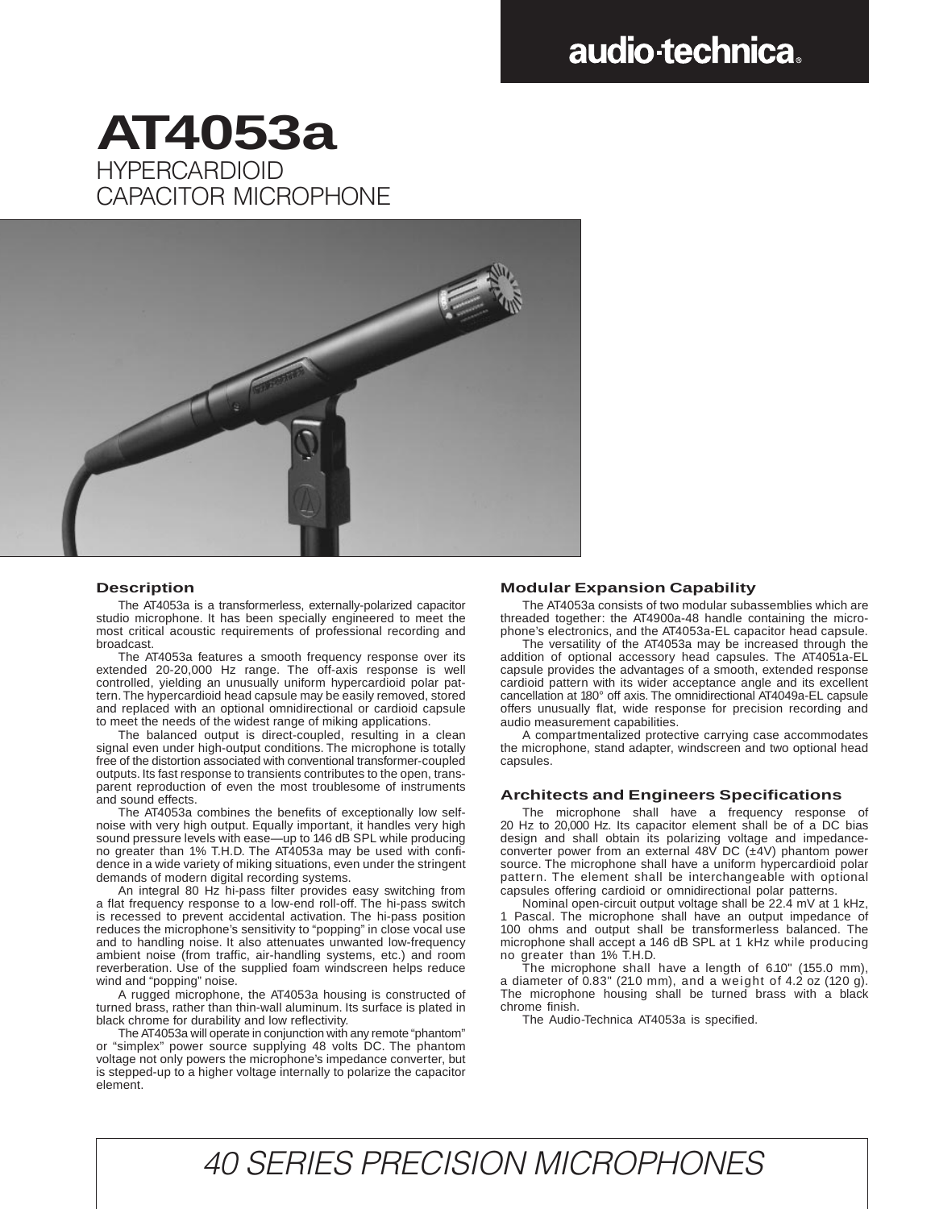audio-technica

# AT4053a

HYPERCARDIOID
CAPACITOR MICROPHONE

## Description

The AT4053a is a transformerless, externally-polarized capacitor studio microphone. It has been specially engineered to meet the most critical acoustic requirements of professional recording and broadcast.

The AT4053a features a smooth frequency response over its extended 20-20,000 Hz range. The off-axis response is well controlled, yielding an unusually uniform hypercardioid polar pattern. The hypercardioid head capsule may be easily removed, stored and replaced with an optional omnidirectional or cardioid capsule to meet the needs of the widest range of miking applications.

The balanced output is direct-coupled, resulting in a clean signal even under high-output conditions. The microphone is totally free of the distortion associated with conventional transformer-coupled outputs. Its fast response to transients contributes to the open, transparent reproduction of even the most troublesome of instruments and sound effects.

The AT4053a combines the benefits of exceptionally low self-noise with very high output. Equally important, it handles very high sound pressure levels with ease—up to 146 dB SPL while producing no greater than 1% T.H.D. The AT4053a may be used with confidence in a wide variety of miking situations, even under the stringent demands of modern digital recording systems.

An integral 80 Hz hi-pass filter provides easy switching from a flat frequency response to a low-end roll-off. The hi-pass switch is recessed to prevent accidental activation. The hi-pass position reduces the microphone's sensitivity to "popping" in close vocal use and to handling noise. It also attenuates unwanted low-frequency ambient noise (from traffic, air-handling systems, etc.) and room reverberation. Use of the supplied foam windscreen helps reduce wind and "popping" noise.

A rugged microphone, the AT4053a housing is constructed of turned brass, rather than thin-wall aluminum. Its surface is plated in black chrome for durability and low reflectivity.

The AT4053a will operate in conjunction with any remote "phantom" or "simplex" power source supplying 48 volts DC. The phantom voltage not only powers the microphone's impedance converter, but is stepped-up to a higher voltage internally to polarize the capacitor element.

## Modular Expansion Capability

The AT4053a consists of two modular subassemblies which are threaded together: the AT4900a-48 handle containing the microphone's electronics, and the AT4053a-EL capacitor head capsule.

The versatility of the AT4053a may be increased through the addition of optional accessory head capsules. The AT4051a-EL capsule provides the advantages of a smooth, extended response cardioid pattern with its wider acceptance angle and its excellent cancellation at 180° off axis. The omnidirectional AT4049a-EL capsule offers unusually flat, wide response for precision recording and audio measurement capabilities.

A compartmentalized protective carrying case accommodates the microphone, stand adapter, windscreen and two optional head capsules.

## Architects and Engineers Specifications

The microphone shall have a frequency response of 20 Hz to 20,000 Hz. Its capacitor element shall be of a DC bias design and shall obtain its polarizing voltage and impedance-converter power from an external 48V DC (±4V) phantom power source. The microphone shall have a uniform hypercardioid polar pattern. The element shall be interchangeable with optional capsules offering cardioid or omnidirectional polar patterns.

Nominal open-circuit output voltage shall be 22.4 mV at 1 kHz, 1 Pascal. The microphone shall have an output impedance of 100 ohms and output shall be transformerless balanced. The microphone shall accept a 146 dB SPL at 1 kHz while producing no greater than 1% T.H.D.

The microphone shall have a length of 6.10" (155.0 mm), a diameter of 0.83" (21.0 mm), and a weight of 4.2 oz (120 g). The microphone housing shall be turned brass with a black chrome finish.

The Audio-Technica AT4053a is specified.

*40 SERIES PRECISION MICROPHONES*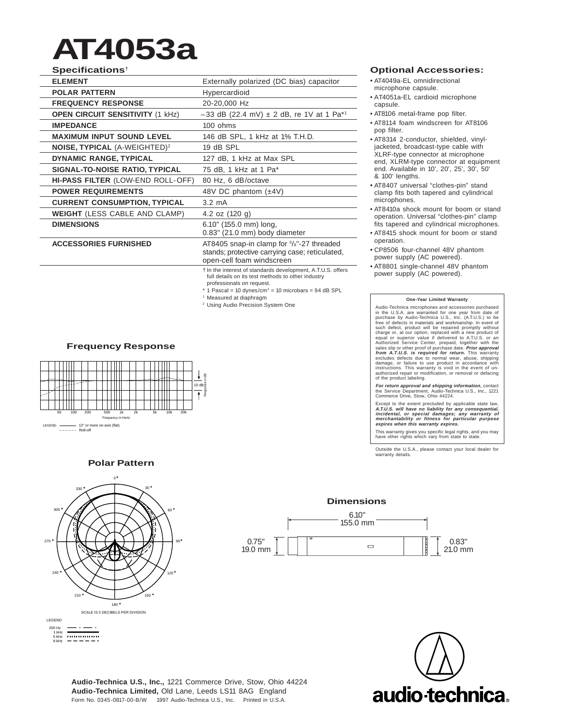# AT4053a

## Specifications†

| | |
|---|---|
| **ELEMENT** | Externally polarized (DC bias) capacitor |
| **POLAR PATTERN** | Hypercardioid |
| **FREQUENCY RESPONSE** | 20-20,000 Hz |
| **OPEN CIRCUIT SENSITIVITY** (1 kHz) | –33 dB (22.4 mV) ± 2 dB, re 1V at 1 Pa*[1] |
| **IMPEDANCE** | 100 ohms |
| **MAXIMUM INPUT SOUND LEVEL** | 146 dB SPL, 1 kHz at 1% T.H.D. |
| **NOISE, TYPICAL** (A-WEIGHTED)[2] | 19 dB SPL |
| **DYNAMIC RANGE, TYPICAL** | 127 dB, 1 kHz at Max SPL |
| **SIGNAL-TO-NOISE RATIO, TYPICAL** | 75 dB, 1 kHz at 1 Pa* |
| **HI-PASS FILTER** (LOW-END ROLL-OFF) | 80 Hz, 6 dB/octave |
| **POWER REQUIREMENTS** | 48V DC phantom (±4V) |
| **CURRENT CONSUMPTION, TYPICAL** | 3.2 mA |
| **WEIGHT** (LESS CABLE AND CLAMP) | 4.2 oz (120 g) |
| **DIMENSIONS** | 6.10" (155.0 mm) long, 0.83" (21.0 mm) body diameter |
| **ACCESSORIES FURNISHED** | AT8405 snap-in clamp for 5/8"-27 threaded stands; protective carrying case; reticulated, open-cell foam windscreen |

† In the interest of standards development, A.T.U.S. offers full details on its test methods to other industry professionals on request.

\* 1 Pascal = 10 dynes/cm$^2$ = 10 microbars = 94 dB SPL

[1] Measured at diaphragm

[2] Using Audio Precision System One

## Optional Accessories:

- AT4049a-EL omnidirectional microphone capsule.
- AT4051a-EL cardioid microphone capsule.
- AT8106 metal-frame pop filter.
- AT8114 foam windscreen for AT8106 pop filter.
- AT8314 2-conductor, shielded, vinyl-jacketed, broadcast-type cable with XLRF-type connector at microphone end, XLRM-type connector at equipment end. Available in 10', 20', 25', 30', 50' & 100' lengths.
- AT8407 universal "clothes-pin" stand clamp fits both tapered and cylindrical microphones.
- AT8410a shock mount for boom or stand operation. Universal "clothes-pin" clamp fits tapered and cylindrical microphones.
- AT8415 shock mount for boom or stand operation.
- CP8506 four-channel 48V phantom power supply (AC powered).
- AT8801 single-channel 48V phantom power supply (AC powered).

**One-Year Limited Warranty**

Audio-Technica microphones and accessories purchased in the U.S.A. are warranted for one year from date of purchase by Audio-Technica U.S., Inc. (A.T.U.S.) to be free of defects in materials and workmanship. In event of such defect, product will be repaired promptly without charge or, at our option, replaced with a new product of equal or superior value if delivered to A.T.U.S. or an Authorized Service Center, prepaid, together with the sales slip or other proof of purchase date. ***Prior approval from A.T.U.S. is required for return.*** This warranty excludes defects due to normal wear, abuse, shipping damage, or failure to use product in accordance with instructions. This warranty is void in the event of unauthorized repair or modification, or removal or defacing of the product labeling.

***For return approval and shipping information,*** contact the Service Department, Audio-Technica U.S., Inc., 1221 Commerce Drive, Stow, Ohio 44224.

Except to the extent precluded by applicable state law, ***A.T.U.S. will have no liability for any consequential, incidental, or special damages; any warranty of merchantability or fitness for particular purpose expires when this warranty expires.***

This warranty gives you specific legal rights, and you may have other rights which vary from state to state.

Outside the U.S.A., please contact your local dealer for warranty details.

## Frequency Response

10 dB

Response in dB

50 100 200 500 1k 2k 5k 10k 20k

Frequency in Hertz

LEGEND
12" or more on axis (flat)
Roll-off

## Polar Pattern

0° 30° 60° 90° 120° 150° 180° 210° 240° 270° 300° 330°

SCALE IS 5 DECIBELS PER DIVISION

LEGEND
200 Hz
1 kHz
5 kHz
8 kHz

## Dimensions

6.10"
155.0 mm

0.75"
19.0 mm

0.83"
21.0 mm

**Audio-Technica U.S., Inc.,** 1221 Commerce Drive, Stow, Ohio 44224
**Audio-Technica Limited,** Old Lane, Leeds LS11 8AG England
Form No. 0345-0817-00-B/W 1997 Audio-Technica U.S., Inc. Printed in U.S.A.

audio-technica®